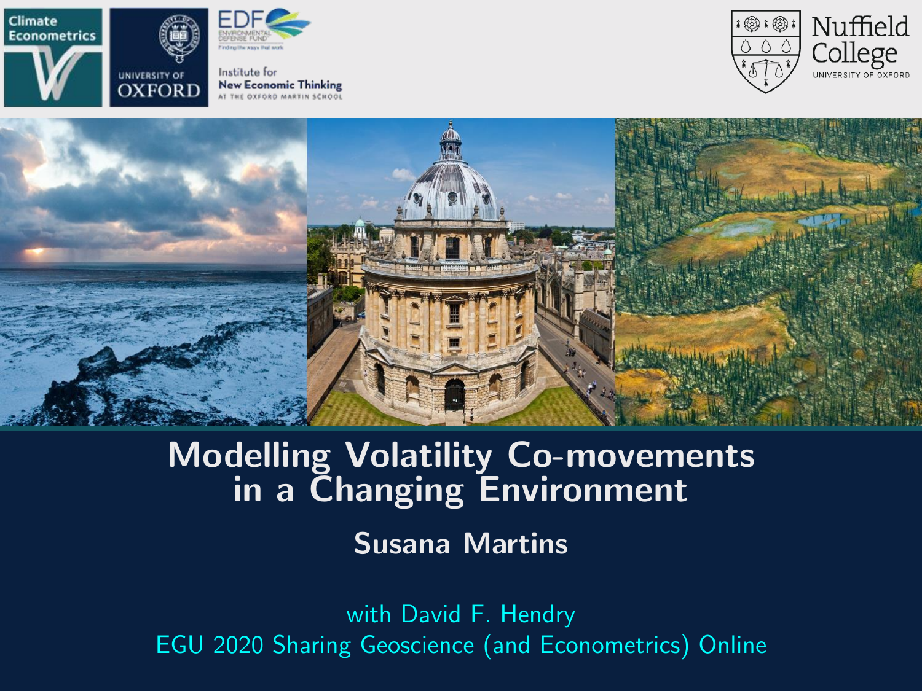# Modelling Volatility Co-movements in a Changing Environment

**Susana Martins**

with David F. Hendry
EGU 2020 Sharing Geoscience (and Econometrics) Online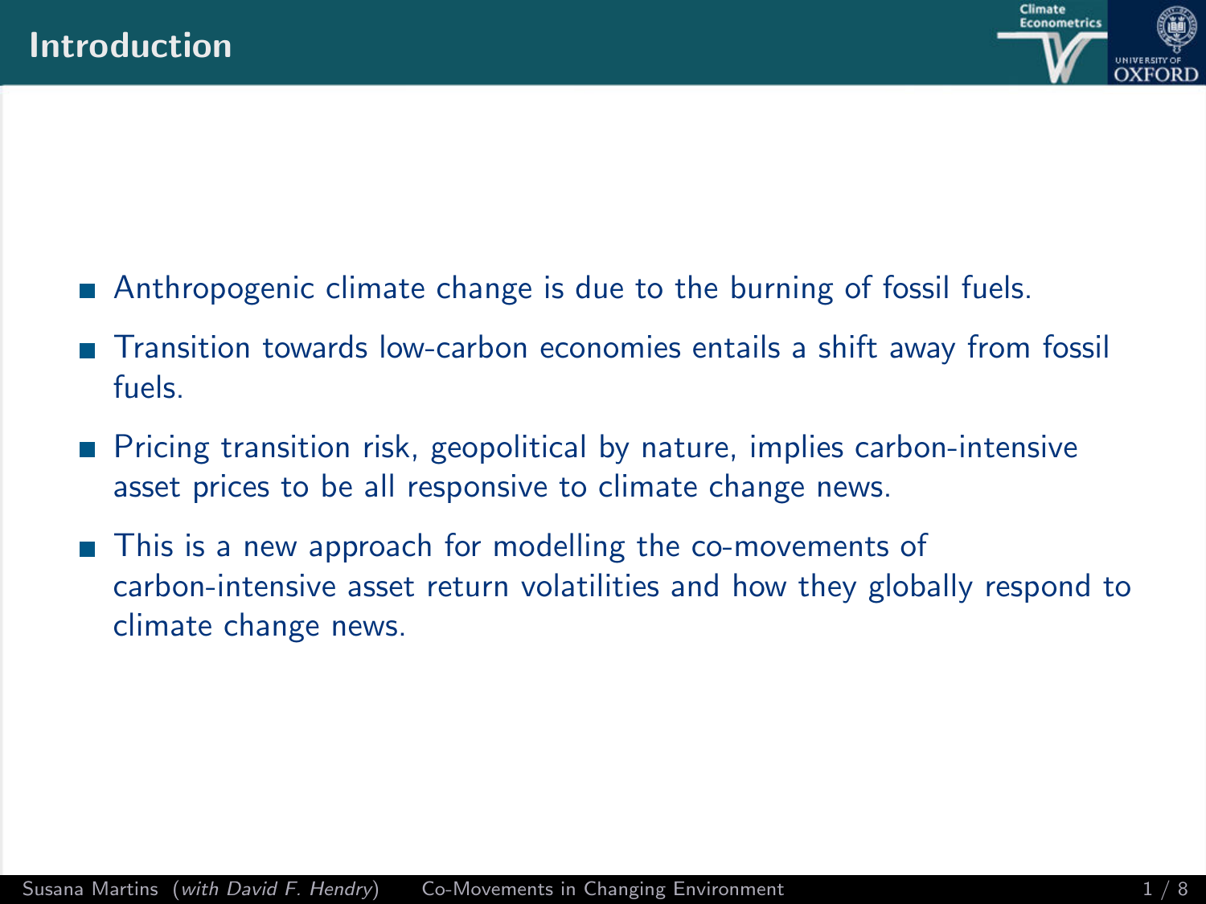# Introduction

- Anthropogenic climate change is due to the burning of fossil fuels.
- Transition towards low-carbon economies entails a shift away from fossil fuels.
- Pricing transition risk, geopolitical by nature, implies carbon-intensive asset prices to be all responsive to climate change news.
- This is a new approach for modelling the co-movements of carbon-intensive asset return volatilities and how they globally respond to climate change news.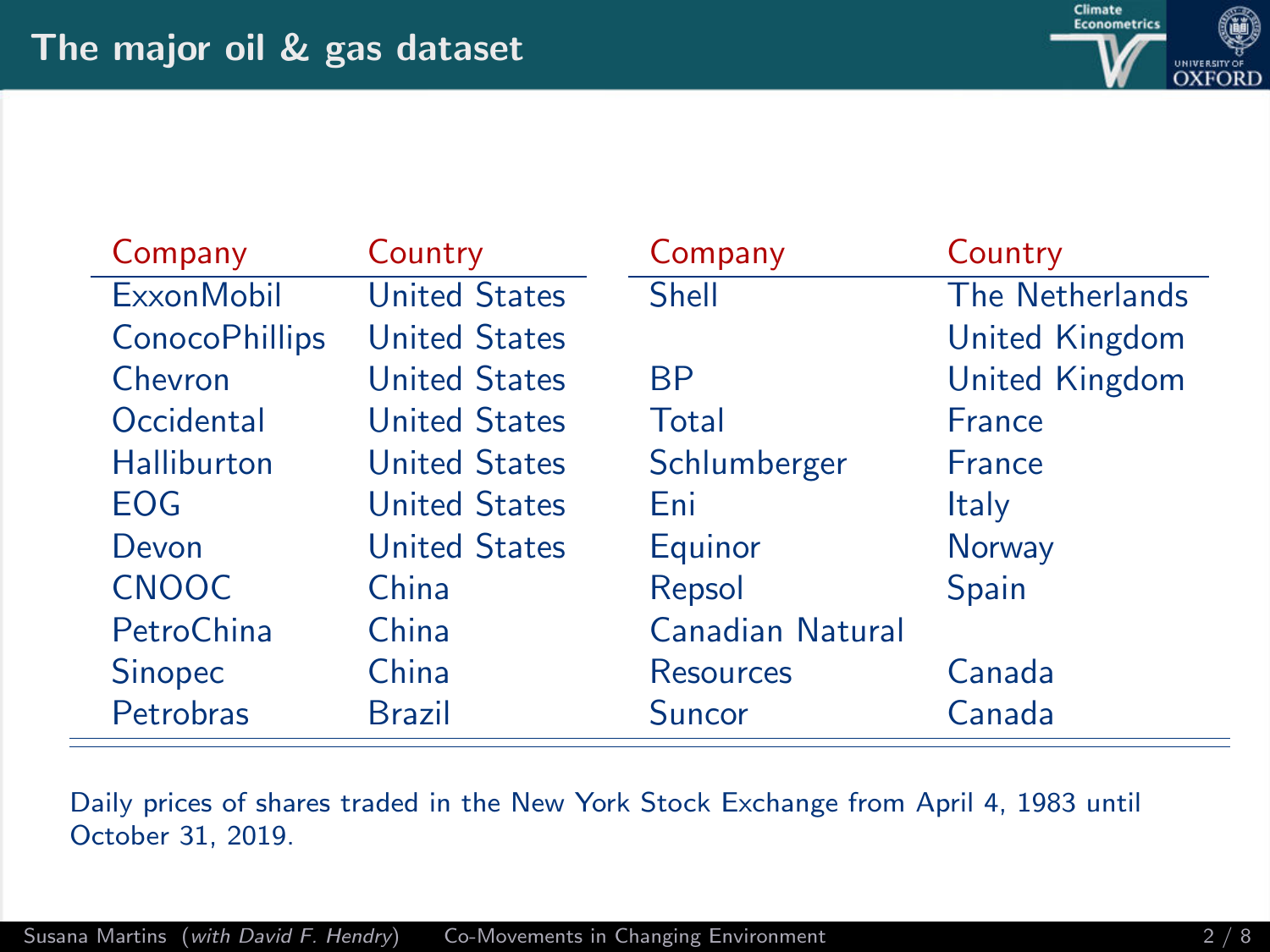# The major oil & gas dataset

| Company | Country | Company | Country |
|---|---|---|---|
| ExxonMobil | United States | Shell | The Netherlands United Kingdom |
| ConocoPhillips | United States | BP | United Kingdom |
| Chevron | United States | Total | France |
| Occidental | United States | Schlumberger | France |
| Halliburton | United States | Eni | Italy |
| EOG | United States | Equinor | Norway |
| Devon | United States | Repsol | Spain |
| CNOOC | China | Canadian Natural Resources | Canada |
| PetroChina | China | Suncor | Canada |
| Sinopec | China | | |
| Petrobras | Brazil | | |

Daily prices of shares traded in the New York Stock Exchange from April 4, 1983 until October 31, 2019.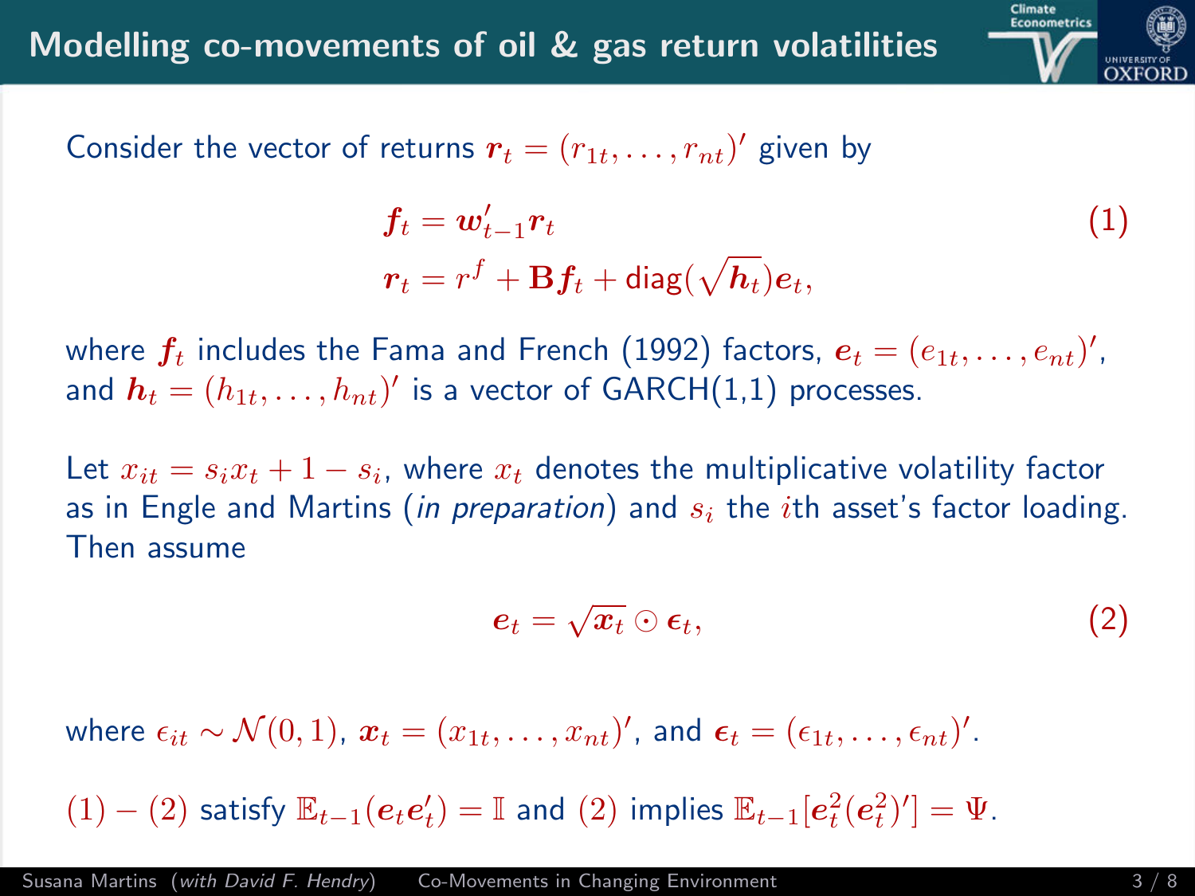# Modelling co-movements of oil & gas return volatilities

Consider the vector of returns $\boldsymbol{r}_t = (r_{1t}, \dots, r_{nt})'$ given by

$$
\begin{aligned}
\boldsymbol{f}_t &= \boldsymbol{w}_{t-1}' \boldsymbol{r}_t \\
\boldsymbol{r}_t &= r^f + \mathbf{B} \boldsymbol{f}_t + \text{diag}(\sqrt{\boldsymbol{h}_t}) \boldsymbol{e}_t,
\end{aligned}
\tag{1}
$$

where $\boldsymbol{f}_t$ includes the Fama and French (1992) factors, $\boldsymbol{e}_t = (e_{1t}, \dots, e_{nt})'$, and $\boldsymbol{h}_t = (h_{1t}, \dots, h_{nt})'$ is a vector of GARCH(1,1) processes.

Let $x_{it} = s_i x_t + 1 - s_i$, where $x_t$ denotes the multiplicative volatility factor as in Engle and Martins (*in preparation*) and $s_i$ the $i$th asset's factor loading. Then assume

$$
\boldsymbol{e}_t = \sqrt{\boldsymbol{x}_t} \odot \boldsymbol{\epsilon}_t,
\tag{2}
$$

where $\epsilon_{it} \sim \mathcal{N}(0, 1)$, $\boldsymbol{x}_t = (x_{1t}, \dots, x_{nt})'$, and $\boldsymbol{\epsilon}_t = (\epsilon_{1t}, \dots, \epsilon_{nt})'$.

$(1) - (2)$ satisfy $\mathbb{E}_{t-1}(\boldsymbol{e}_t \boldsymbol{e}_t') = \mathbb{I}$ and $(2)$ implies $\mathbb{E}_{t-1}[\boldsymbol{e}_t^2 (\boldsymbol{e}_t^2)'] = \Psi$.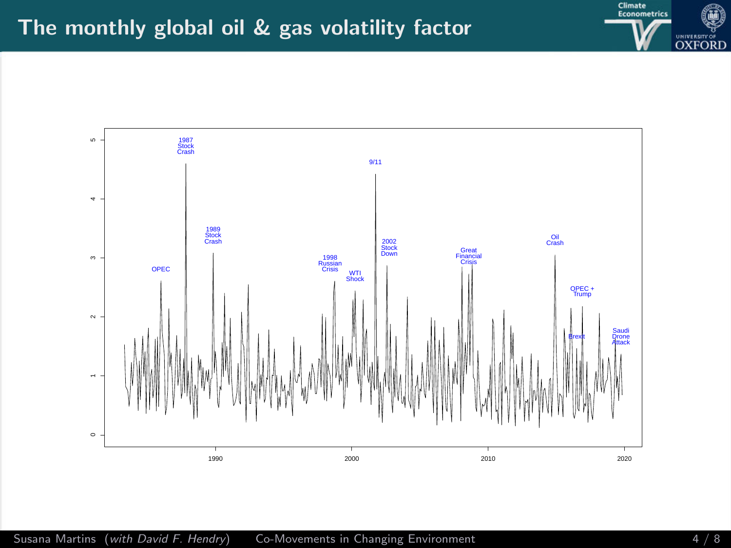# The monthly global oil & gas volatility factor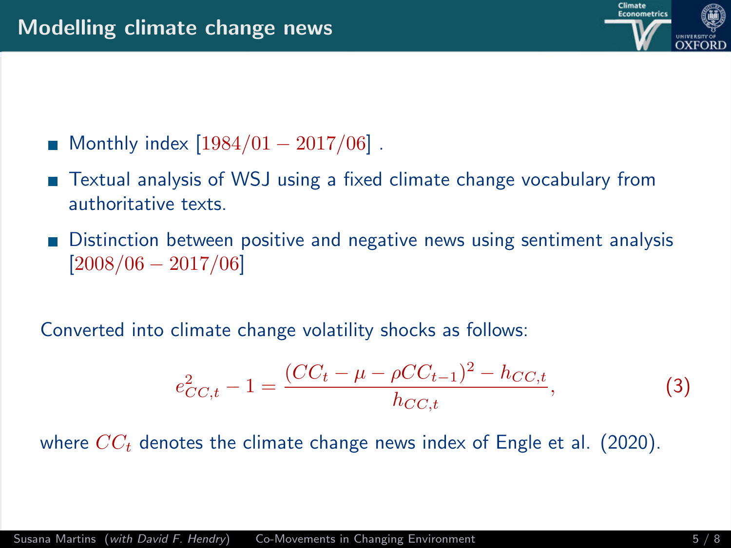# Modelling climate change news

- Monthly index $[1984/01 - 2017/06]$ .
- Textual analysis of WSJ using a fixed climate change vocabulary from authoritative texts.
- Distinction between positive and negative news using sentiment analysis $[2008/06 - 2017/06]$

Converted into climate change volatility shocks as follows:

$$e^2_{CC,t} - 1 = \frac{(CC_t - \mu - \rho CC_{t-1})^2 - h_{CC,t}}{h_{CC,t}}, \tag{3}$$

where $CC_t$ denotes the climate change news index of Engle et al. (2020).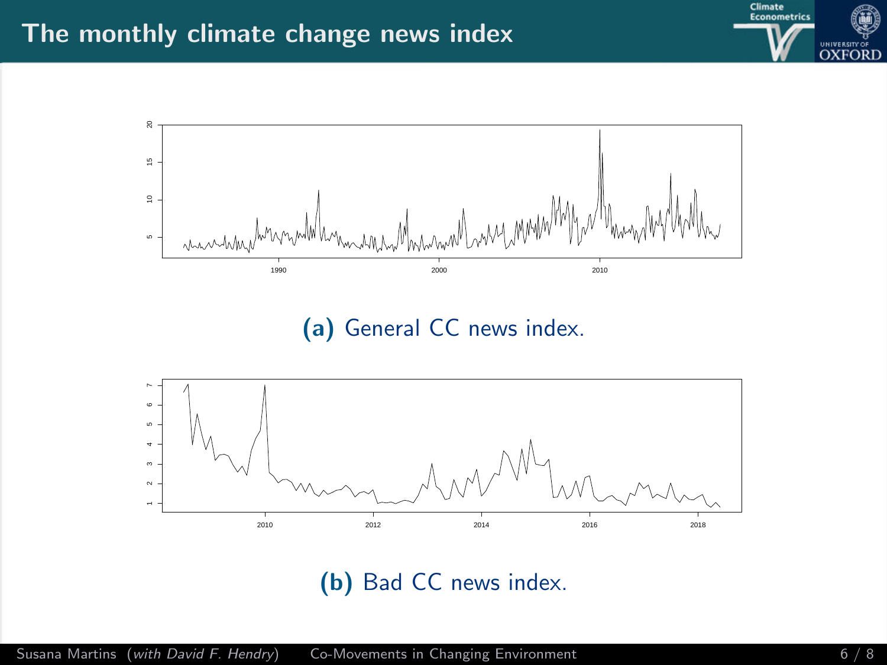# The monthly climate change news index

**(a)** General CC news index.

**(b)** Bad CC news index.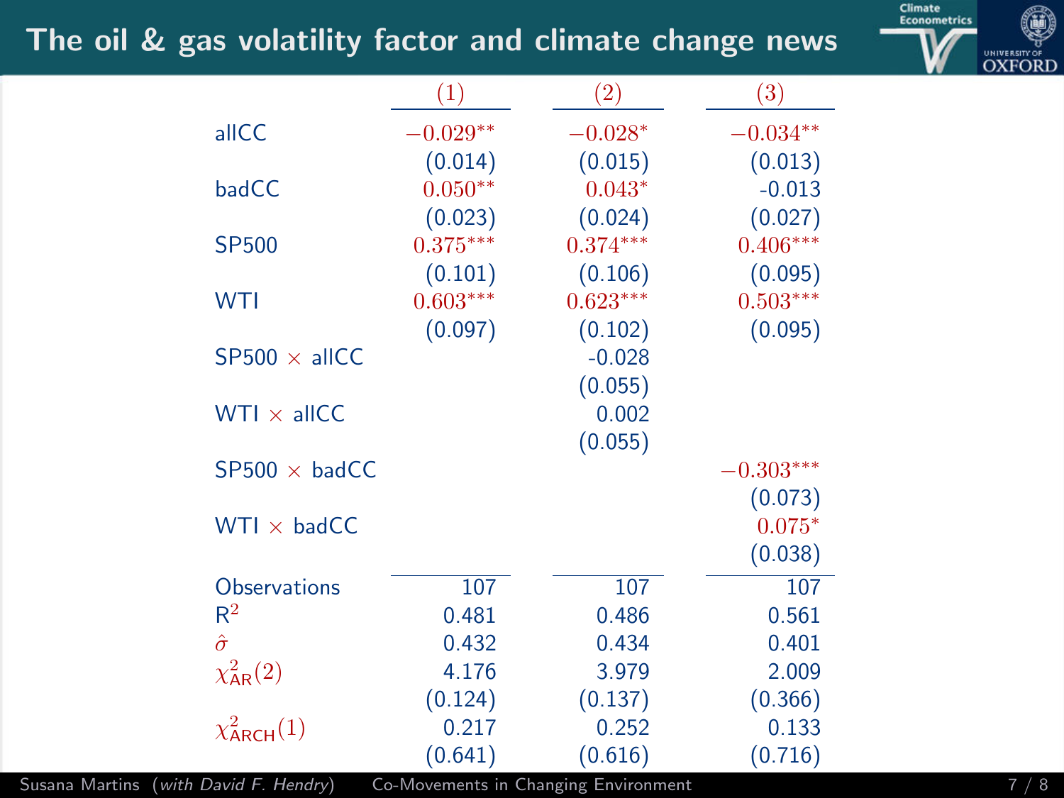# The oil & gas volatility factor and climate change news

| | (1) | (2) | (3) |
|---|---|---|---|
| allCC | $-0.029^{**}$ | $-0.028^{*}$ | $-0.034^{**}$ |
| | (0.014) | (0.015) | (0.013) |
| badCC | $0.050^{**}$ | $0.043^{*}$ | -0.013 |
| | (0.023) | (0.024) | (0.027) |
| SP500 | $0.375^{***}$ | $0.374^{***}$ | $0.406^{***}$ |
| | (0.101) | (0.106) | (0.095) |
| WTI | $0.603^{***}$ | $0.623^{***}$ | $0.503^{***}$ |
| | (0.097) | (0.102) | (0.095) |
| SP500 × allCC | | -0.028 | |
| | | (0.055) | |
| WTI × allCC | | 0.002 | |
| | | (0.055) | |
| SP500 × badCC | | | $-0.303^{***}$ |
| | | | (0.073) |
| WTI × badCC | | | $0.075^{*}$ |
| | | | (0.038) |
| Observations | 107 | 107 | 107 |
| $R^2$ | 0.481 | 0.486 | 0.561 |
| $\hat{\sigma}$ | 0.432 | 0.434 | 0.401 |
| $\chi^2_{\text{AR}}(2)$ | 4.176 | 3.979 | 2.009 |
| | (0.124) | (0.137) | (0.366) |
| $\chi^2_{\text{ARCH}}(1)$ | 0.217 | 0.252 | 0.133 |
| | (0.641) | (0.616) | (0.716) |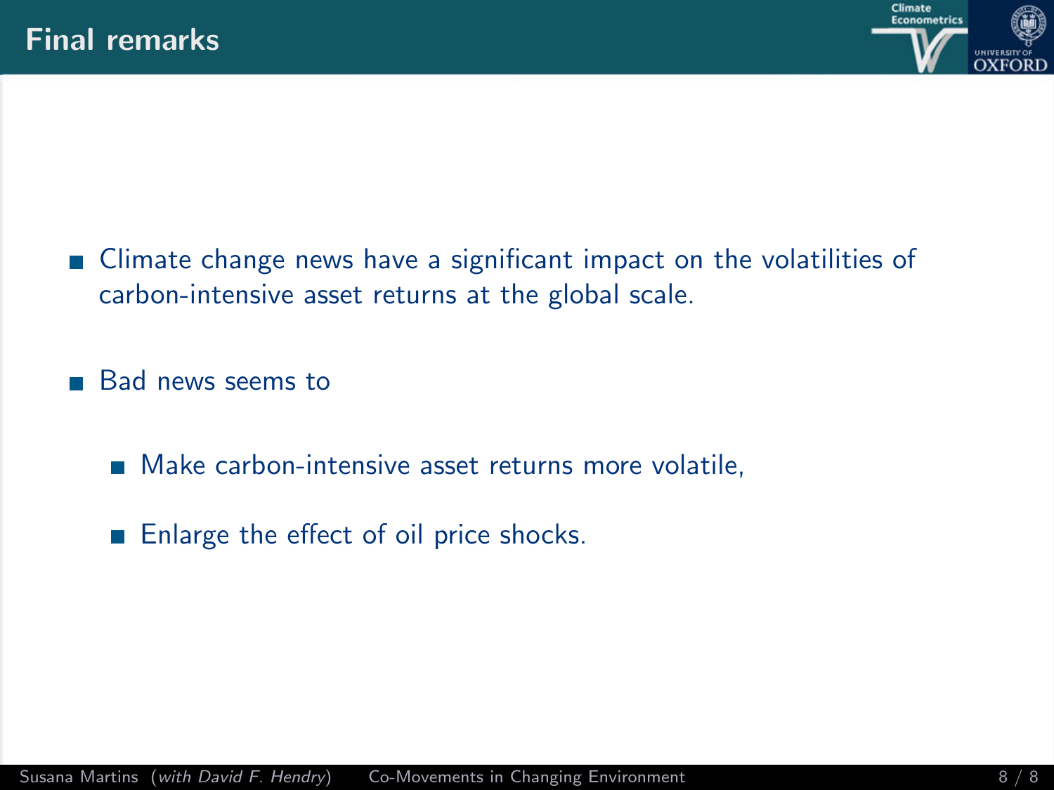# Final remarks

- Climate change news have a significant impact on the volatilities of carbon-intensive asset returns at the global scale.
- Bad news seems to
  - Make carbon-intensive asset returns more volatile,
  - Enlarge the effect of oil price shocks.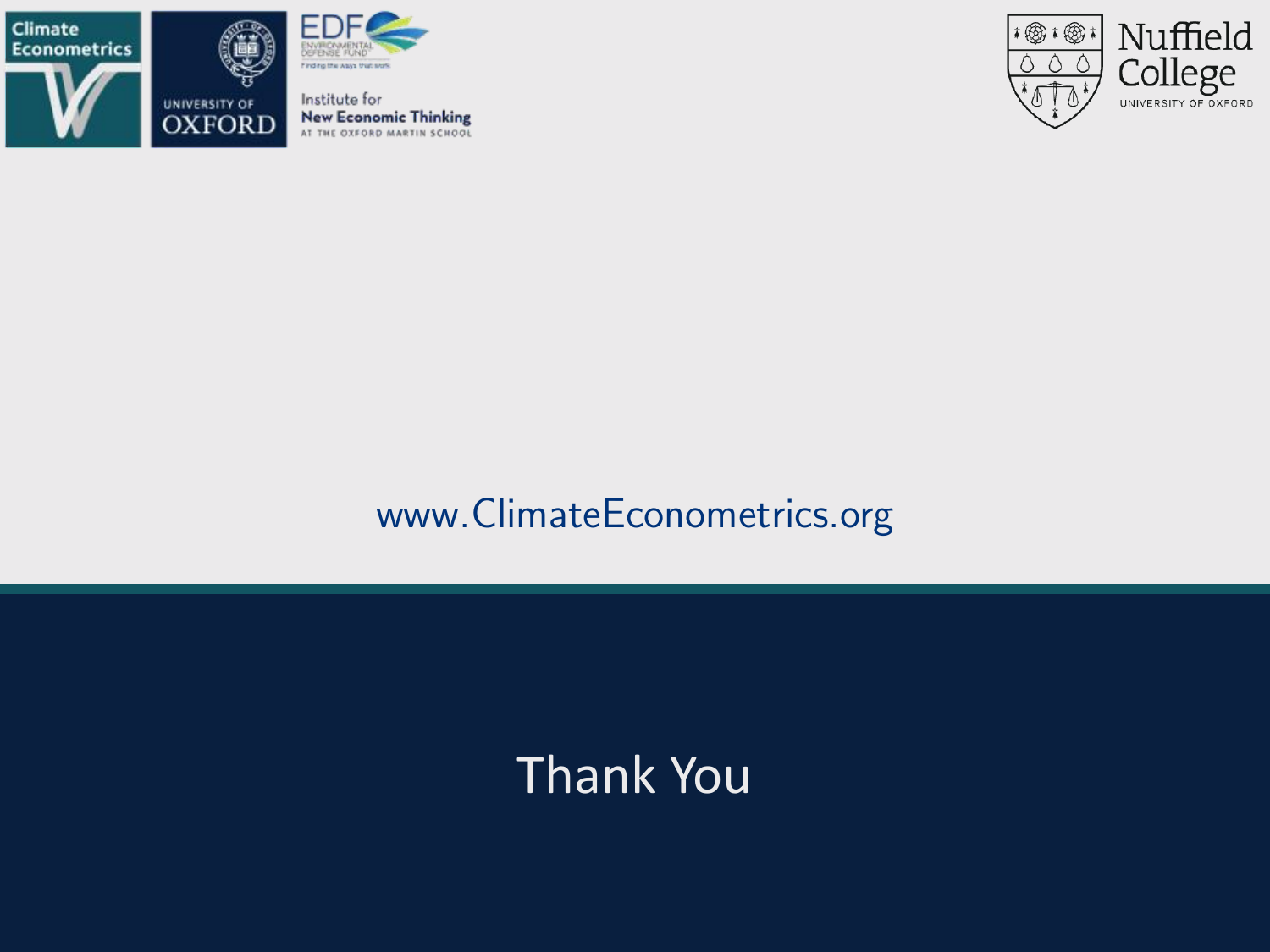www.ClimateEconometrics.org

Thank You